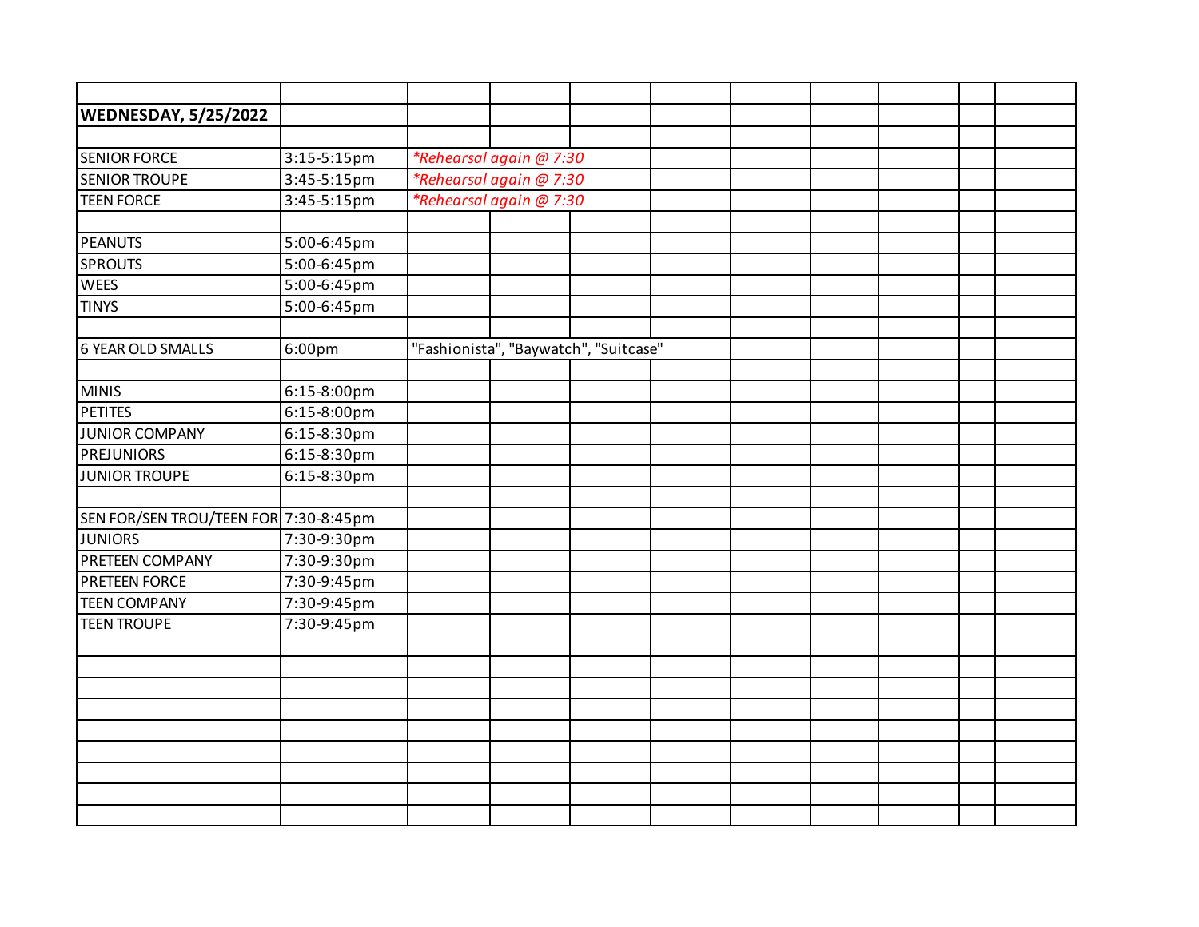| | | |
|---|---|---|
| **WEDNESDAY, 5/25/2022** | | |
| | | |
| SENIOR FORCE | 3:15-5:15pm | *\*Rehearsal again @ 7:30* |
| SENIOR TROUPE | 3:45-5:15pm | *\*Rehearsal again @ 7:30* |
| TEEN FORCE | 3:45-5:15pm | *\*Rehearsal again @ 7:30* |
| | | |
| PEANUTS | 5:00-6:45pm | |
| SPROUTS | 5:00-6:45pm | |
| WEES | 5:00-6:45pm | |
| TINYS | 5:00-6:45pm | |
| | | |
| 6 YEAR OLD SMALLS | 6:00pm | "Fashionista", "Baywatch", "Suitcase" |
| | | |
| MINIS | 6:15-8:00pm | |
| PETITES | 6:15-8:00pm | |
| JUNIOR COMPANY | 6:15-8:30pm | |
| PREJUNIORS | 6:15-8:30pm | |
| JUNIOR TROUPE | 6:15-8:30pm | |
| | | |
| SEN FOR/SEN TROU/TEEN FOR | 7:30-8:45pm | |
| JUNIORS | 7:30-9:30pm | |
| PRETEEN COMPANY | 7:30-9:30pm | |
| PRETEEN FORCE | 7:30-9:45pm | |
| TEEN COMPANY | 7:30-9:45pm | |
| TEEN TROUPE | 7:30-9:45pm | |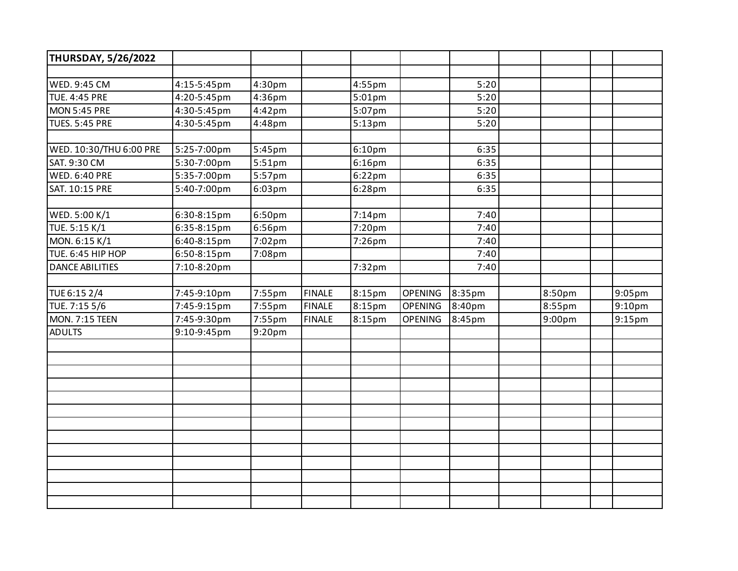| THURSDAY, 5/26/2022 | | | | | | | | | | |
|---|---|---|---|---|---|---|---|---|---|---|
| | | | | | | | | | | |
| WED. 9:45 CM | 4:15-5:45pm | 4:30pm | | 4:55pm | | 5:20 | | | | |
| TUE. 4:45 PRE | 4:20-5:45pm | 4:36pm | | 5:01pm | | 5:20 | | | | |
| MON 5:45 PRE | 4:30-5:45pm | 4:42pm | | 5:07pm | | 5:20 | | | | |
| TUES. 5:45 PRE | 4:30-5:45pm | 4:48pm | | 5:13pm | | 5:20 | | | | |
| | | | | | | | | | | |
| WED. 10:30/THU 6:00 PRE | 5:25-7:00pm | 5:45pm | | 6:10pm | | 6:35 | | | | |
| SAT. 9:30 CM | 5:30-7:00pm | 5:51pm | | 6:16pm | | 6:35 | | | | |
| WED. 6:40 PRE | 5:35-7:00pm | 5:57pm | | 6:22pm | | 6:35 | | | | |
| SAT. 10:15 PRE | 5:40-7:00pm | 6:03pm | | 6:28pm | | 6:35 | | | | |
| | | | | | | | | | | |
| WED. 5:00 K/1 | 6:30-8:15pm | 6:50pm | | 7:14pm | | 7:40 | | | | |
| TUE. 5:15 K/1 | 6:35-8:15pm | 6:56pm | | 7:20pm | | 7:40 | | | | |
| MON. 6:15 K/1 | 6:40-8:15pm | 7:02pm | | 7:26pm | | 7:40 | | | | |
| TUE. 6:45 HIP HOP | 6:50-8:15pm | 7:08pm | | | | 7:40 | | | | |
| DANCE ABILITIES | 7:10-8:20pm | | | 7:32pm | | 7:40 | | | | |
| | | | | | | | | | | |
| TUE 6:15 2/4 | 7:45-9:10pm | 7:55pm | FINALE | 8:15pm | OPENING | 8:35pm | | 8:50pm | | 9:05pm |
| TUE. 7:15 5/6 | 7:45-9:15pm | 7:55pm | FINALE | 8:15pm | OPENING | 8:40pm | | 8:55pm | | 9:10pm |
| MON. 7:15 TEEN | 7:45-9:30pm | 7:55pm | FINALE | 8:15pm | OPENING | 8:45pm | | 9:00pm | | 9:15pm |
| ADULTS | 9:10-9:45pm | 9:20pm | | | | | | | | |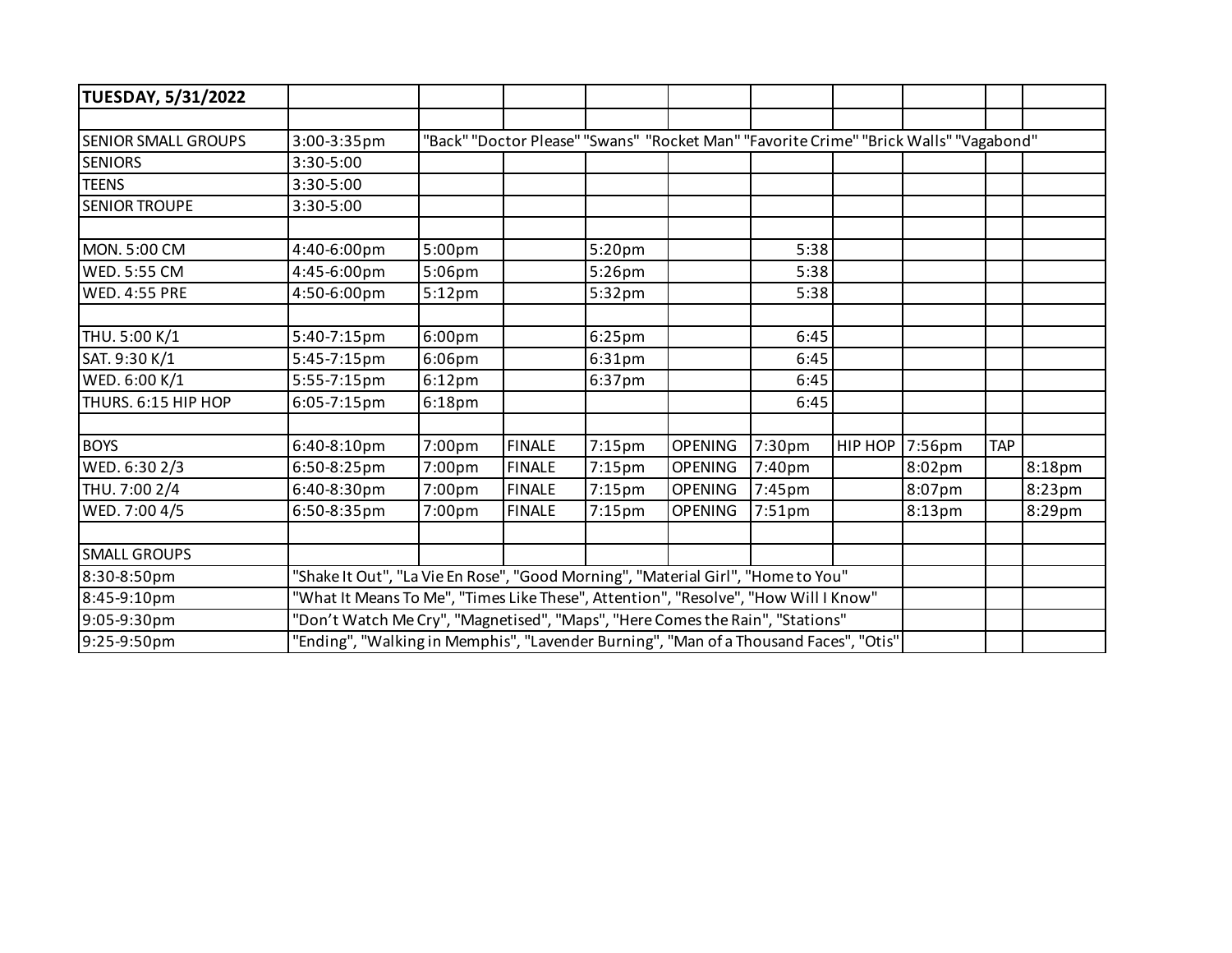| TUESDAY, 5/31/2022 | | | | | | | | | | |
|---|---|---|---|---|---|---|---|---|---|---|
| | | | | | | | | | | |
| SENIOR SMALL GROUPS | 3:00-3:35pm | "Back" "Doctor Please" "Swans" "Rocket Man" "Favorite Crime" "Brick Walls" "Vagabond" | | | | | | | | |
| SENIORS | 3:30-5:00 | | | | | | | | | |
| TEENS | 3:30-5:00 | | | | | | | | | |
| SENIOR TROUPE | 3:30-5:00 | | | | | | | | | |
| | | | | | | | | | | |
| MON. 5:00 CM | 4:40-6:00pm | 5:00pm | | 5:20pm | | 5:38 | | | | |
| WED. 5:55 CM | 4:45-6:00pm | 5:06pm | | 5:26pm | | 5:38 | | | | |
| WED. 4:55 PRE | 4:50-6:00pm | 5:12pm | | 5:32pm | | 5:38 | | | | |
| | | | | | | | | | | |
| THU. 5:00 K/1 | 5:40-7:15pm | 6:00pm | | 6:25pm | | 6:45 | | | | |
| SAT. 9:30 K/1 | 5:45-7:15pm | 6:06pm | | 6:31pm | | 6:45 | | | | |
| WED. 6:00 K/1 | 5:55-7:15pm | 6:12pm | | 6:37pm | | 6:45 | | | | |
| THURS. 6:15 HIP HOP | 6:05-7:15pm | 6:18pm | | | | 6:45 | | | | |
| | | | | | | | | | | |
| BOYS | 6:40-8:10pm | 7:00pm | FINALE | 7:15pm | OPENING | 7:30pm | HIP HOP | 7:56pm | TAP | |
| WED. 6:30 2/3 | 6:50-8:25pm | 7:00pm | FINALE | 7:15pm | OPENING | 7:40pm | | 8:02pm | | 8:18pm |
| THU. 7:00 2/4 | 6:40-8:30pm | 7:00pm | FINALE | 7:15pm | OPENING | 7:45pm | | 8:07pm | | 8:23pm |
| WED. 7:00 4/5 | 6:50-8:35pm | 7:00pm | FINALE | 7:15pm | OPENING | 7:51pm | | 8:13pm | | 8:29pm |
| | | | | | | | | | | |
| SMALL GROUPS | | | | | | | | | | |
| 8:30-8:50pm | "Shake It Out", "La Vie En Rose", "Good Morning", "Material Girl", "Home to You" | | | | | | | | | |
| 8:45-9:10pm | "What It Means To Me", "Times Like These", Attention", "Resolve", "How Will I Know" | | | | | | | | | |
| 9:05-9:30pm | "Don't Watch Me Cry", "Magnetised", "Maps", "Here Comes the Rain", "Stations" | | | | | | | | | |
| 9:25-9:50pm | "Ending", "Walking in Memphis", "Lavender Burning", "Man of a Thousand Faces", "Otis" | | | | | | | | | |